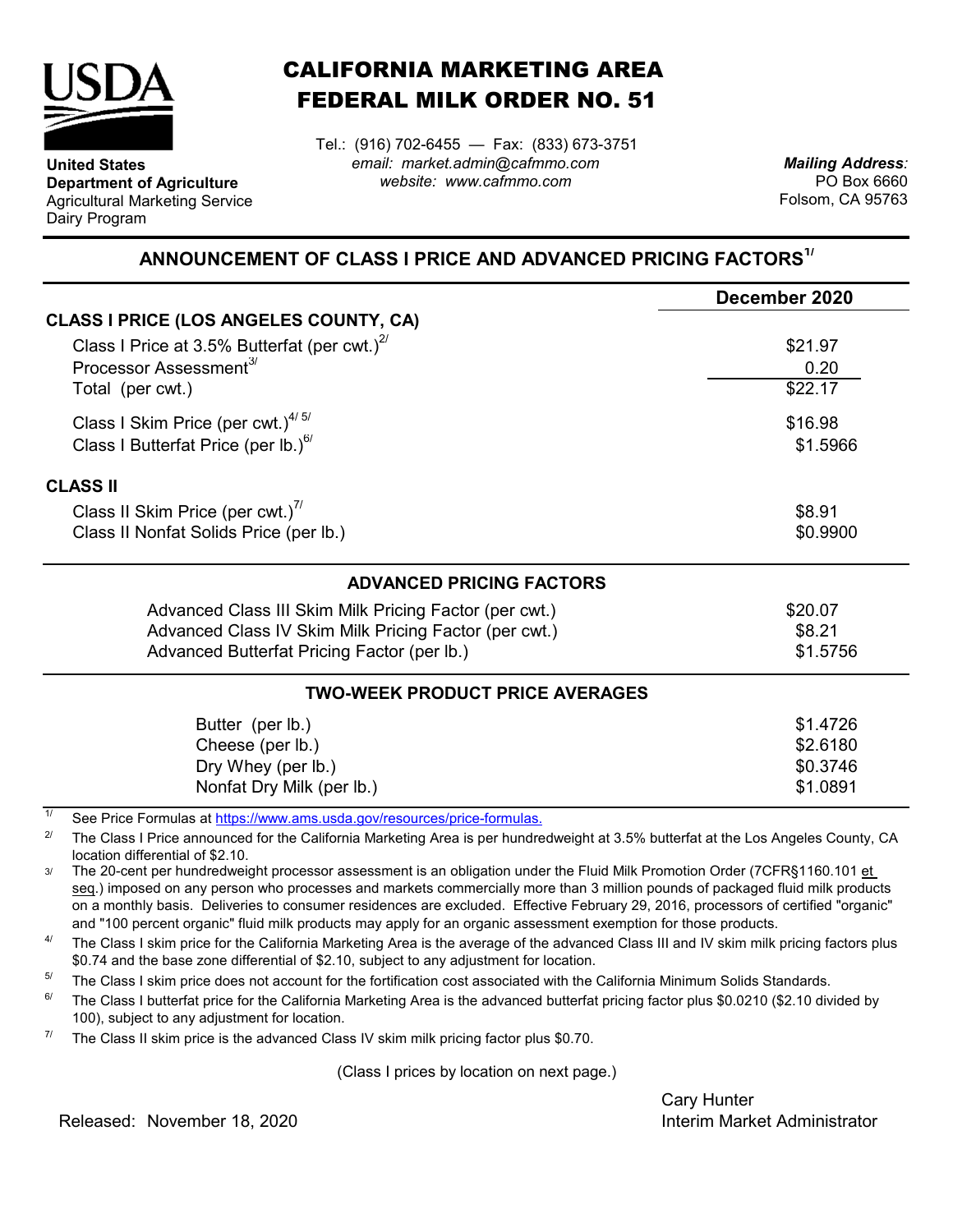**United States Department of Agriculture**
Agricultural Marketing Service
Dairy Program

# CALIFORNIA MARKETING AREA FEDERAL MILK ORDER NO. 51

Tel.: (916) 702-6455 — Fax: (833) 673-3751
*email: market.admin@cafmmo.com*
*website: www.cafmmo.com*

*Mailing Address:*
PO Box 6660
Folsom, CA 95763

## ANNOUNCEMENT OF CLASS I PRICE AND ADVANCED PRICING FACTORS[1/]

| | December 2020 |
|---|---|
| **CLASS I PRICE (LOS ANGELES COUNTY, CA)** | |
| Class I Price at 3.5% Butterfat (per cwt.)[2/] | $21.97 |
| Processor Assessment[3/] | 0.20 |
| Total (per cwt.) | $22.17 |
| Class I Skim Price (per cwt.)[4/ 5/] | $16.98 |
| Class I Butterfat Price (per lb.)[6/] | $1.5966 |
| **CLASS II** | |
| Class II Skim Price (per cwt.)[7/] | $8.91 |
| Class II Nonfat Solids Price (per lb.) | $0.9900 |

### ADVANCED PRICING FACTORS

| | |
|---|---|
| Advanced Class III Skim Milk Pricing Factor (per cwt.) | $20.07 |
| Advanced Class IV Skim Milk Pricing Factor (per cwt.) | $8.21 |
| Advanced Butterfat Pricing Factor (per lb.) | $1.5756 |

### TWO-WEEK PRODUCT PRICE AVERAGES

| | |
|---|---|
| Butter (per lb.) | $1.4726 |
| Cheese (per lb.) | $2.6180 |
| Dry Whey (per lb.) | $0.3746 |
| Nonfat Dry Milk (per lb.) | $1.0891 |

[1/] See Price Formulas at https://www.ams.usda.gov/resources/price-formulas.

[2/] The Class I Price announced for the California Marketing Area is per hundredweight at 3.5% butterfat at the Los Angeles County, CA location differential of $2.10.

[3/] The 20-cent per hundredweight processor assessment is an obligation under the Fluid Milk Promotion Order (7CFR§1160.101 et seq.) imposed on any person who processes and markets commercially more than 3 million pounds of packaged fluid milk products on a monthly basis. Deliveries to consumer residences are excluded. Effective February 29, 2016, processors of certified "organic" and "100 percent organic" fluid milk products may apply for an organic assessment exemption for those products.

[4/] The Class I skim price for the California Marketing Area is the average of the advanced Class III and IV skim milk pricing factors plus $0.74 and the base zone differential of $2.10, subject to any adjustment for location.

[5/] The Class I skim price does not account for the fortification cost associated with the California Minimum Solids Standards.

[6/] The Class I butterfat price for the California Marketing Area is the advanced butterfat pricing factor plus $0.0210 ($2.10 divided by 100), subject to any adjustment for location.

[7/] The Class II skim price is the advanced Class IV skim milk pricing factor plus $0.70.

(Class I prices by location on next page.)

Released: November 18, 2020

Cary Hunter
Interim Market Administrator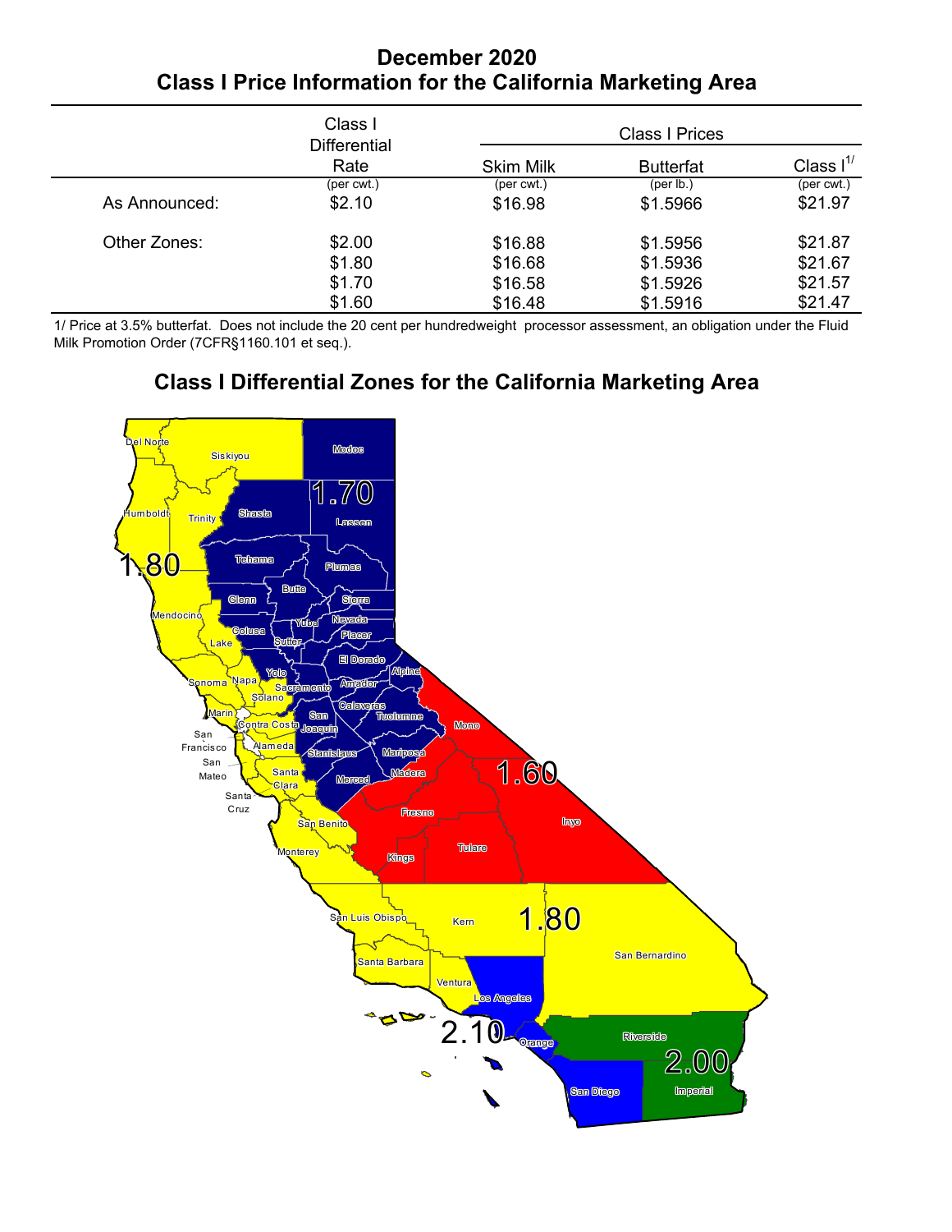## December 2020
## Class I Price Information for the California Marketing Area

| | Class I Differential Rate | Class I Prices | | |
|---|---|---|---|---|
| | | Skim Milk | Butterfat | Class I[1/] |
| | (per cwt.) | (per cwt.) | (per lb.) | (per cwt.) |
| As Announced: | $2.10 | $16.98 | $1.5966 | $21.97 |
| Other Zones: | $2.00 | $16.88 | $1.5956 | $21.87 |
| | $1.80 | $16.68 | $1.5936 | $21.67 |
| | $1.70 | $16.58 | $1.5926 | $21.57 |
| | $1.60 | $16.48 | $1.5916 | $21.47 |

1/ Price at 3.5% butterfat. Does not include the 20 cent per hundredweight processor assessment, an obligation under the Fluid Milk Promotion Order (7CFR§1160.101 et seq.).

## Class I Differential Zones for the California Marketing Area

Del Norte
Siskiyou
Modoc
1.70
Humboldt
Trinity
Shasta
Lassen
1.80
Tehama
Plumas
Butte
Glenn
Sierra
Mendocino
Yuba
Nevada
Colusa
Lake
Sutter
Placer
El Dorado
Yolo
Alpine
Sonoma
Napa
Sacramento
Amador
Solano
Calaveras
Marin
San Joaquin
Tuolumne
Mono
Contra Costa
San Francisco
Alameda
Stanislaus
Mariposa
San Mateo
Santa Clara
Merced
Madera
1.60
Santa Cruz
Fresno
San Benito
Inyo
Tulare
Monterey
Kings
San Luis Obispo
Kern
1.80
San Bernardino
Santa Barbara
Ventura
Los Angeles
2.10
Orange
Riverside
2.00
San Diego
Imperial